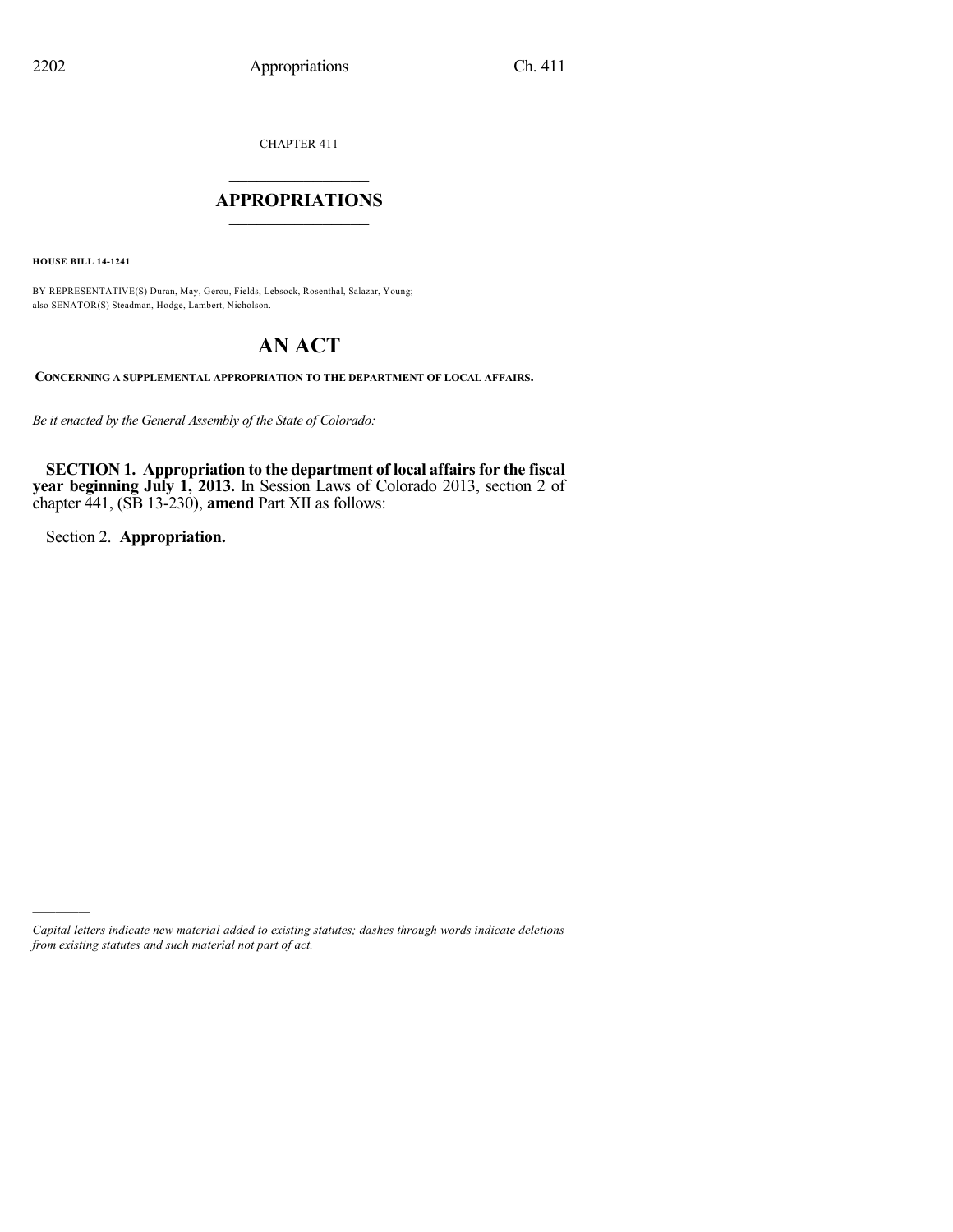CHAPTER 411

# APPROPRIATIONS

**HOUSE BILL 14-1241**

BY REPRESENTATIVE(S) Duran, May, Gerou, Fields, Lebsock, Rosenthal, Salazar, Young; also SENATOR(S) Steadman, Hodge, Lambert, Nicholson.

# AN ACT

**CONCERNING A SUPPLEMENTAL APPROPRIATION TO THE DEPARTMENT OF LOCAL AFFAIRS.**

*Be it enacted by the General Assembly of the State of Colorado:*

**SECTION 1. Appropriation to the department of local affairs for the fiscal year beginning July 1, 2013.** In Session Laws of Colorado 2013, section 2 of chapter 441, (SB 13-230), **amend** Part XII as follows:

Section 2. **Appropriation.**

---

*Capital letters indicate new material added to existing statutes; dashes through words indicate deletions from existing statutes and such material not part of act.*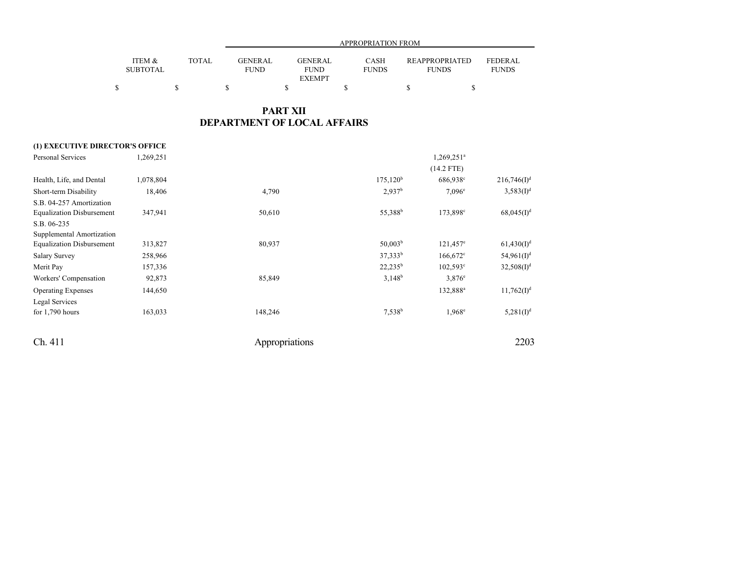# PART XII
# DEPARTMENT OF LOCAL AFFAIRS

| | ITEM & SUBTOTAL | TOTAL | APPROPRIATION FROM GENERAL FUND | GENERAL FUND EXEMPT | CASH FUNDS | REAPPROPRIATED FUNDS | FEDERAL FUNDS |
|---|---|---|---|---|---|---|---|
| | $ | $ | $ | $ | $ | $ | $ |
| **(1) EXECUTIVE DIRECTOR'S OFFICE** | | | | | | | |
| Personal Services | 1,269,251 | | | | | 1,269,251[a] (14.2 FTE) | |
| Health, Life, and Dental | 1,078,804 | | | | 175,120[b] | 686,938[c] | 216,746(I)[d] |
| Short-term Disability | 18,406 | | 4,790 | | 2,937[b] | 7,096[c] | 3,583(I)[d] |
| S.B. 04-257 Amortization Equalization Disbursement | 347,941 | | 50,610 | | 55,388[b] | 173,898[c] | 68,045(I)[d] |
| S.B. 06-235 Supplemental Amortization Equalization Disbursement | 313,827 | | 80,937 | | 50,003[b] | 121,457[c] | 61,430(I)[d] |
| Salary Survey | 258,966 | | | | 37,333[b] | 166,672[c] | 54,961(I)[d] |
| Merit Pay | 157,336 | | | | 22,235[b] | 102,593[c] | 32,508(I)[d] |
| Workers' Compensation | 92,873 | | 85,849 | | 3,148[b] | 3,876[c] | |
| Operating Expenses | 144,650 | | | | | 132,888[a] | 11,762(I)[d] |
| Legal Services for 1,790 hours | 163,033 | | 148,246 | | 7,538[b] | 1,968[c] | 5,281(I)[d] |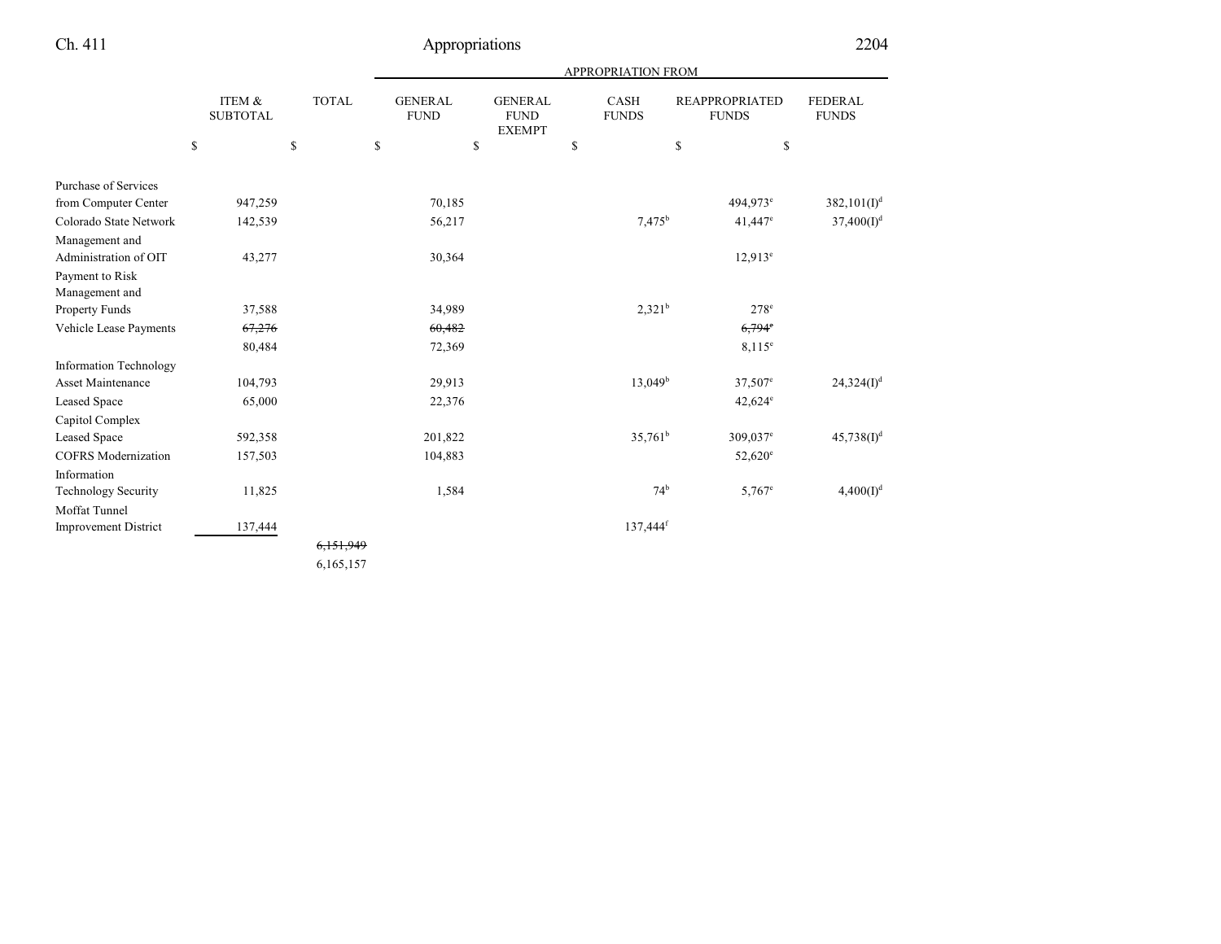| | ITEM & SUBTOTAL | TOTAL | GENERAL FUND | GENERAL FUND EXEMPT | CASH FUNDS | REAPPROPRIATED FUNDS | FEDERAL FUNDS |
|---|---|---|---|---|---|---|---|
| | | | APPROPRIATION FROM | | | | |
| | $ | $ | $ | $ | $ | $ | $ |
| Purchase of Services from Computer Center | 947,259 | | 70,185 | | | 494,973[e] | 382,101(I)[d] |
| Colorado State Network | 142,539 | | 56,217 | | 7,475[b] | 41,447[e] | 37,400(I)[d] |
| Management and Administration of OIT | 43,277 | | 30,364 | | | 12,913[e] | |
| Payment to Risk Management and Property Funds | 37,588 | | 34,989 | | 2,321[b] | 278[e] | |
| Vehicle Lease Payments | ~~67,276~~ | | ~~60,482~~ | | | ~~6,794[e]~~ | |
| | 80,484 | | 72,369 | | | 8,115[e] | |
| Information Technology Asset Maintenance | 104,793 | | 29,913 | | 13,049[b] | 37,507[e] | 24,324(I)[d] |
| Leased Space | 65,000 | | 22,376 | | | 42,624[e] | |
| Capitol Complex Leased Space | 592,358 | | 201,822 | | 35,761[b] | 309,037[e] | 45,738(I)[d] |
| COFRS Modernization | 157,503 | | 104,883 | | | 52,620[e] | |
| Information Technology Security | 11,825 | | 1,584 | | 74[b] | 5,767[e] | 4,400(I)[d] |
| Moffat Tunnel Improvement District | 137,444 | | | | 137,444[f] | | |
| | | ~~6,151,949~~ | | | | | |
| | | 6,165,157 | | | | | |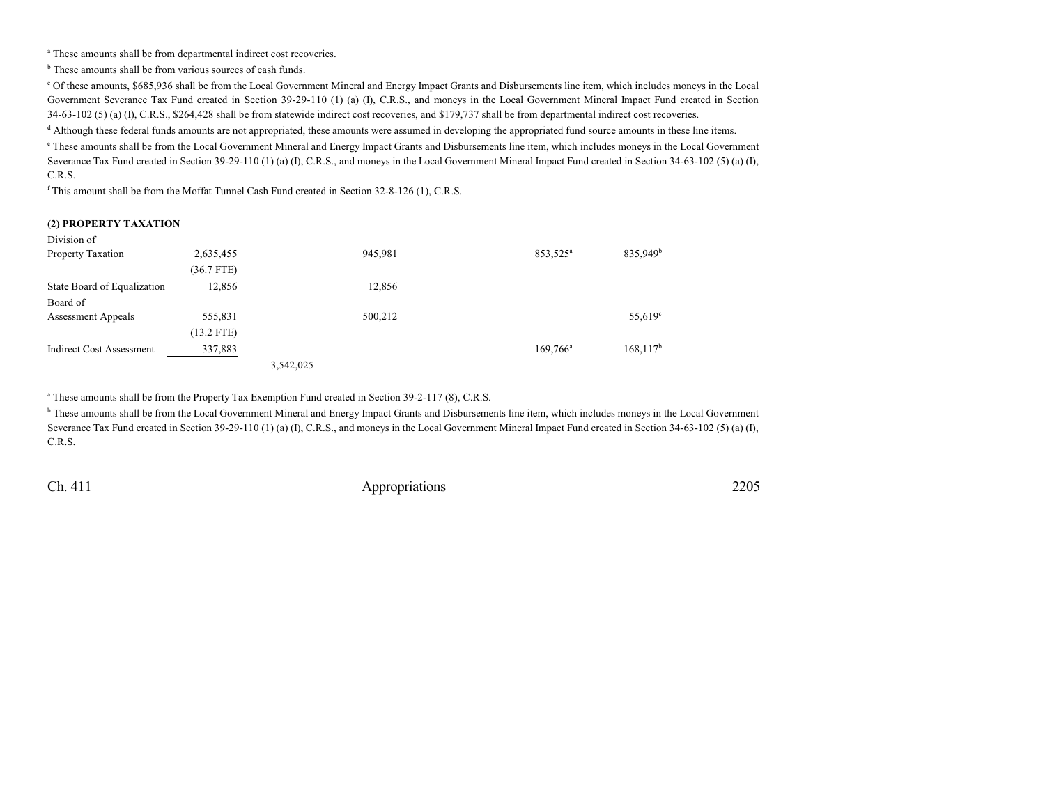[a] These amounts shall be from departmental indirect cost recoveries.

[b] These amounts shall be from various sources of cash funds.

[c] Of these amounts, $685,936 shall be from the Local Government Mineral and Energy Impact Grants and Disbursements line item, which includes moneys in the Local Government Severance Tax Fund created in Section 39-29-110 (1) (a) (I), C.R.S., and moneys in the Local Government Mineral Impact Fund created in Section 34-63-102 (5) (a) (I), C.R.S., $264,428 shall be from statewide indirect cost recoveries, and $179,737 shall be from departmental indirect cost recoveries.

[d] Although these federal funds amounts are not appropriated, these amounts were assumed in developing the appropriated fund source amounts in these line items.

[e] These amounts shall be from the Local Government Mineral and Energy Impact Grants and Disbursements line item, which includes moneys in the Local Government Severance Tax Fund created in Section 39-29-110 (1) (a) (I), C.R.S., and moneys in the Local Government Mineral Impact Fund created in Section 34-63-102 (5) (a) (I), C.R.S.

[f] This amount shall be from the Moffat Tunnel Cash Fund created in Section 32-8-126 (1), C.R.S.

**(2) PROPERTY TAXATION**

| | | | | | | |
|---|---|---|---|---|---|---|
| Division of Property Taxation | 2,635,455 (36.7 FTE) | | 945,981 | | 853,525[a] | 835,949[b] |
| State Board of Equalization | 12,856 | | 12,856 | | | |
| Board of Assessment Appeals | 555,831 (13.2 FTE) | | 500,212 | | | 55,619[c] |
| Indirect Cost Assessment | 337,883 | | | | 169,766[a] | 168,117[b] |
| | | 3,542,025 | | | | |

[a] These amounts shall be from the Property Tax Exemption Fund created in Section 39-2-117 (8), C.R.S.

[b] These amounts shall be from the Local Government Mineral and Energy Impact Grants and Disbursements line item, which includes moneys in the Local Government Severance Tax Fund created in Section 39-29-110 (1) (a) (I), C.R.S., and moneys in the Local Government Mineral Impact Fund created in Section 34-63-102 (5) (a) (I), C.R.S.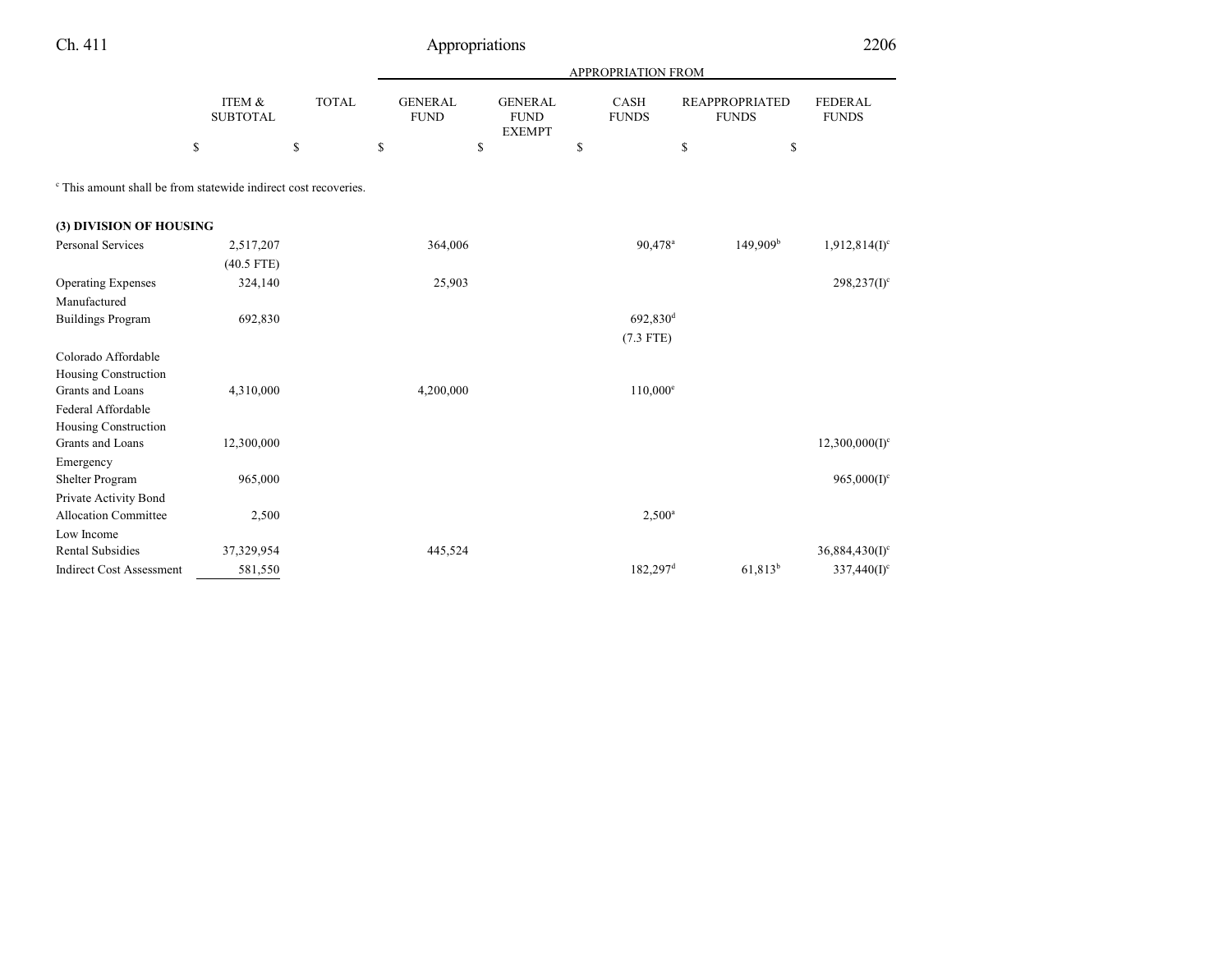| | ITEM & SUBTOTAL | TOTAL | GENERAL FUND | GENERAL FUND EXEMPT | CASH FUNDS | REAPPROPRIATED FUNDS | FEDERAL FUNDS |
|---|---|---|---|---|---|---|---|
| | | | APPROPRIATION FROM | | | | |
| | $ | $ | $ | $ | $ | $ | $ |

[c] This amount shall be from statewide indirect cost recoveries.

| | ITEM & SUBTOTAL | TOTAL | GENERAL FUND | GENERAL FUND EXEMPT | CASH FUNDS | REAPPROPRIATED FUNDS | FEDERAL FUNDS |
|---|---|---|---|---|---|---|---|
| **(3) DIVISION OF HOUSING** | | | | | | | |
| Personal Services | 2,517,207 | | 364,006 | | 90,478[a] | 149,909[b] | 1,912,814(I)[c] |
| | (40.5 FTE) | | | | | | |
| Operating Expenses | 324,140 | | 25,903 | | | | 298,237(I)[c] |
| Manufactured Buildings Program | 692,830 | | | | 692,830[d] | | |
| | | | | | (7.3 FTE) | | |
| Colorado Affordable Housing Construction Grants and Loans | 4,310,000 | | 4,200,000 | | 110,000[e] | | |
| Federal Affordable Housing Construction Grants and Loans | 12,300,000 | | | | | | 12,300,000(I)[c] |
| Emergency Shelter Program | 965,000 | | | | | | 965,000(I)[c] |
| Private Activity Bond Allocation Committee | 2,500 | | | | 2,500[a] | | |
| Low Income Rental Subsidies | 37,329,954 | | 445,524 | | | | 36,884,430(I)[c] |
| Indirect Cost Assessment | 581,550 | | | | 182,297[d] | 61,813[b] | 337,440(I)[c] |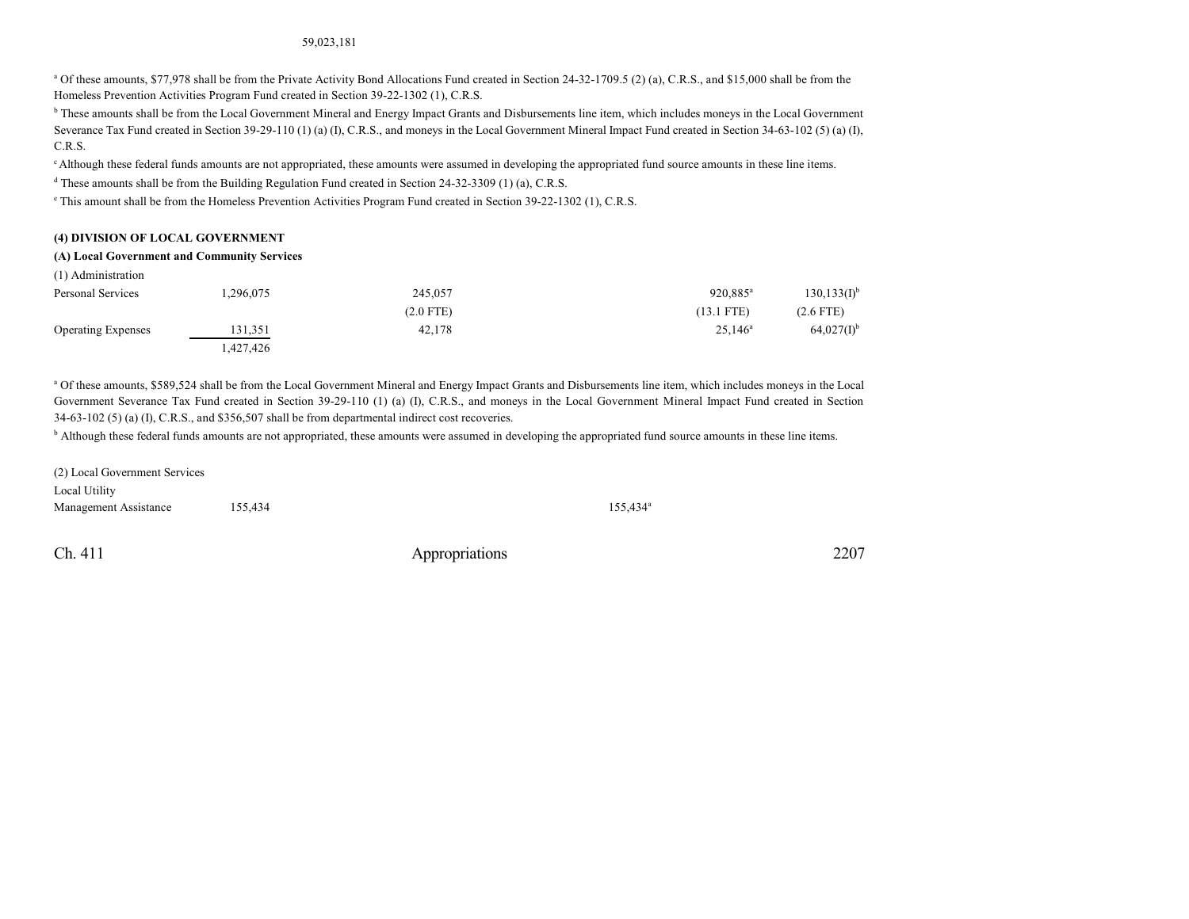59,023,181

[a] Of these amounts, $77,978 shall be from the Private Activity Bond Allocations Fund created in Section 24-32-1709.5 (2) (a), C.R.S., and $15,000 shall be from the Homeless Prevention Activities Program Fund created in Section 39-22-1302 (1), C.R.S.

[b] These amounts shall be from the Local Government Mineral and Energy Impact Grants and Disbursements line item, which includes moneys in the Local Government Severance Tax Fund created in Section 39-29-110 (1) (a) (I), C.R.S., and moneys in the Local Government Mineral Impact Fund created in Section 34-63-102 (5) (a) (I), C.R.S.

[c] Although these federal funds amounts are not appropriated, these amounts were assumed in developing the appropriated fund source amounts in these line items.

[d] These amounts shall be from the Building Regulation Fund created in Section 24-32-3309 (1) (a), C.R.S.

[e] This amount shall be from the Homeless Prevention Activities Program Fund created in Section 39-22-1302 (1), C.R.S.

**(4) DIVISION OF LOCAL GOVERNMENT**

**(A) Local Government and Community Services**

(1) Administration

| | | | | | |
|---|---|---|---|---|---|
| Personal Services | 1,296,075 | 245,057 | | 920,885[a] | 130,133(I)[b] |
| | | (2.0 FTE) | | (13.1 FTE) | (2.6 FTE) |
| Operating Expenses | 131,351 | 42,178 | | 25,146[a] | 64,027(I)[b] |
| | 1,427,426 | | | | |

[a] Of these amounts, $589,524 shall be from the Local Government Mineral and Energy Impact Grants and Disbursements line item, which includes moneys in the Local Government Severance Tax Fund created in Section 39-29-110 (1) (a) (I), C.R.S., and moneys in the Local Government Mineral Impact Fund created in Section 34-63-102 (5) (a) (I), C.R.S., and $356,507 shall be from departmental indirect cost recoveries.

[b] Although these federal funds amounts are not appropriated, these amounts were assumed in developing the appropriated fund source amounts in these line items.

(2) Local Government Services

| | | | | | |
|---|---|---|---|---|---|
| Local Utility Management Assistance | 155,434 | | 155,434[a] | | |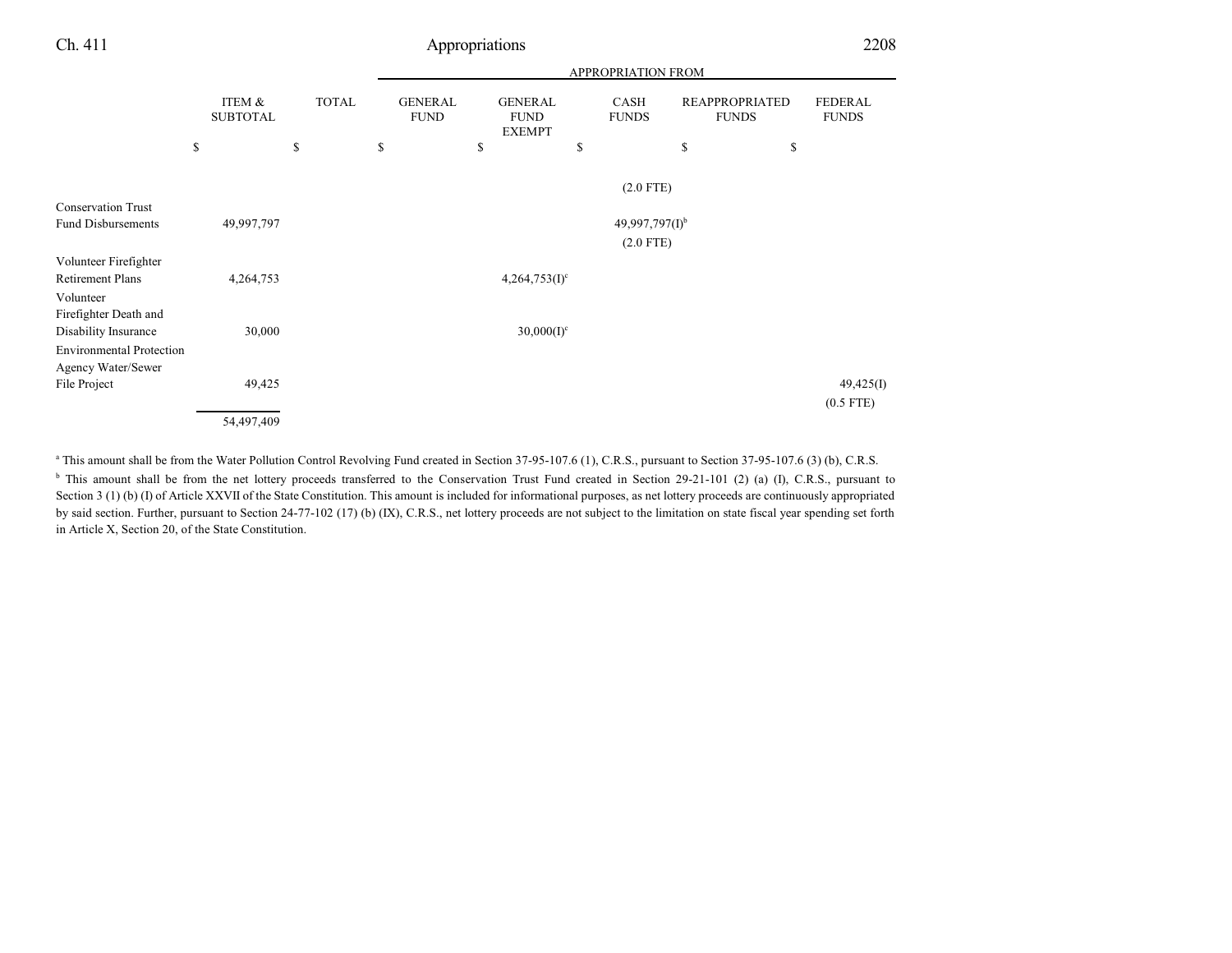| | ITEM & SUBTOTAL | TOTAL | GENERAL FUND | GENERAL FUND EXEMPT | CASH FUNDS | REAPPROPRIATED FUNDS | FEDERAL FUNDS |
|---|---|---|---|---|---|---|---|
| | | | APPROPRIATION FROM | | | | |
| | $ | $ | $ | $ | $ | $ | $ |
| | | | | | (2.0 FTE) | | |
| Conservation Trust Fund Disbursements | 49,997,797 | | | | 49,997,797(I)[b] | | |
| | | | | | (2.0 FTE) | | |
| Volunteer Firefighter Retirement Plans | 4,264,753 | | | 4,264,753(I)[c] | | | |
| Volunteer Firefighter Death and Disability Insurance | 30,000 | | | 30,000(I)[c] | | | |
| Environmental Protection Agency Water/Sewer File Project | 49,425 | | | | | | 49,425(I) |
| | | | | | | | (0.5 FTE) |
| | 54,497,409 | | | | | | |

[a] This amount shall be from the Water Pollution Control Revolving Fund created in Section 37-95-107.6 (1), C.R.S., pursuant to Section 37-95-107.6 (3) (b), C.R.S.

[b] This amount shall be from the net lottery proceeds transferred to the Conservation Trust Fund created in Section 29-21-101 (2) (a) (I), C.R.S., pursuant to Section 3 (1) (b) (I) of Article XXVII of the State Constitution. This amount is included for informational purposes, as net lottery proceeds are continuously appropriated by said section. Further, pursuant to Section 24-77-102 (17) (b) (IX), C.R.S., net lottery proceeds are not subject to the limitation on state fiscal year spending set forth in Article X, Section 20, of the State Constitution.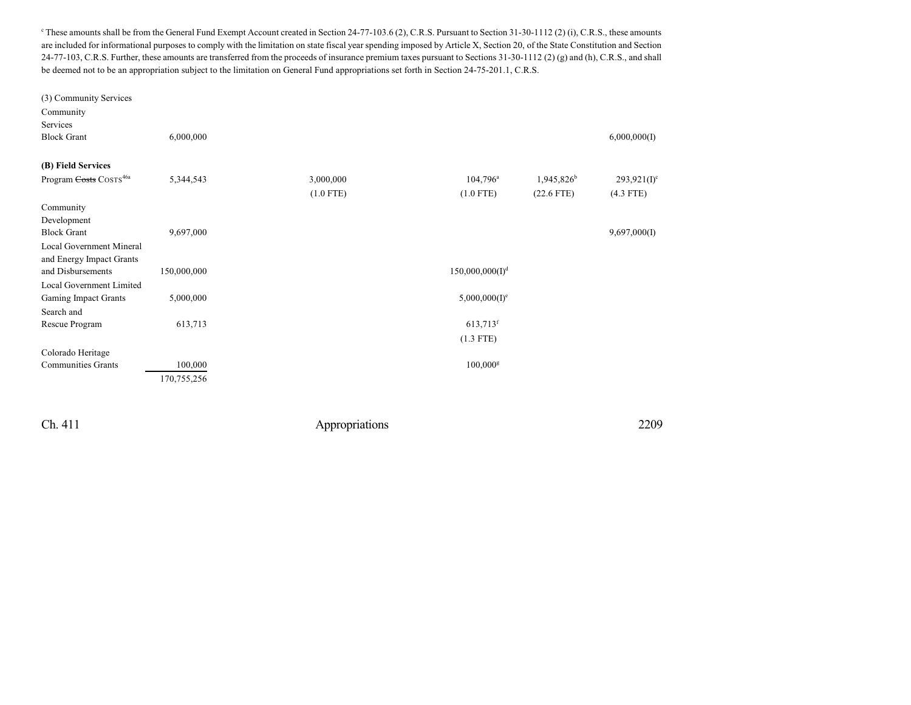[c] These amounts shall be from the General Fund Exempt Account created in Section 24-77-103.6 (2), C.R.S. Pursuant to Section 31-30-1112 (2) (i), C.R.S., these amounts are included for informational purposes to comply with the limitation on state fiscal year spending imposed by Article X, Section 20, of the State Constitution and Section 24-77-103, C.R.S. Further, these amounts are transferred from the proceeds of insurance premium taxes pursuant to Sections 31-30-1112 (2) (g) and (h), C.R.S., and shall be deemed not to be an appropriation subject to the limitation on General Fund appropriations set forth in Section 24-75-201.1, C.R.S.

| | | | | | | |
|---|---|---|---|---|---|---|
| (3) Community Services | | | | | | |
| Community Services Block Grant | 6,000,000 | | | | | 6,000,000(I) |
| **(B) Field Services** | | | | | | |
| Program ~~Costs~~ COSTS[46a] | 5,344,543 | 3,000,000 | | 104,796[a] | 1,945,826[b] | 293,921(I)[c] |
| | | (1.0 FTE) | | (1.0 FTE) | (22.6 FTE) | (4.3 FTE) |
| Community Development Block Grant | 9,697,000 | | | | | 9,697,000(I) |
| Local Government Mineral and Energy Impact Grants and Disbursements | 150,000,000 | | | 150,000,000(I)[d] | | |
| Local Government Limited Gaming Impact Grants | 5,000,000 | | | 5,000,000(I)[e] | | |
| Search and Rescue Program | 613,713 | | | 613,713[f] | | |
| | | | | (1.3 FTE) | | |
| Colorado Heritage Communities Grants | 100,000 | | | 100,000[g] | | |
| | 170,755,256 | | | | | |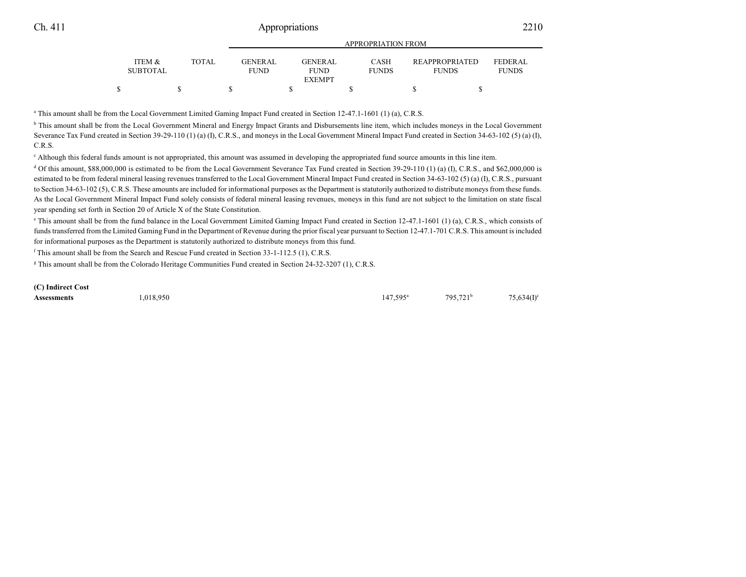| ITEM & SUBTOTAL | TOTAL | GENERAL FUND | GENERAL FUND EXEMPT | CASH FUNDS | REAPPROPRIATED FUNDS | FEDERAL FUNDS |
|---|---|---|---|---|---|---|
| $ | $ | $ | $ | $ | $ | $ |

[a] This amount shall be from the Local Government Limited Gaming Impact Fund created in Section 12-47.1-1601 (1) (a), C.R.S.

[b] This amount shall be from the Local Government Mineral and Energy Impact Grants and Disbursements line item, which includes moneys in the Local Government Severance Tax Fund created in Section 39-29-110 (1) (a) (I), C.R.S., and moneys in the Local Government Mineral Impact Fund created in Section 34-63-102 (5) (a) (I), C.R.S.

[c] Although this federal funds amount is not appropriated, this amount was assumed in developing the appropriated fund source amounts in this line item.

[d] Of this amount, $88,000,000 is estimated to be from the Local Government Severance Tax Fund created in Section 39-29-110 (1) (a) (I), C.R.S., and $62,000,000 is estimated to be from federal mineral leasing revenues transferred to the Local Government Mineral Impact Fund created in Section 34-63-102 (5) (a) (I), C.R.S., pursuant to Section 34-63-102 (5), C.R.S. These amounts are included for informational purposes as the Department is statutorily authorized to distribute moneys from these funds. As the Local Government Mineral Impact Fund solely consists of federal mineral leasing revenues, moneys in this fund are not subject to the limitation on state fiscal year spending set forth in Section 20 of Article X of the State Constitution.

[e] This amount shall be from the fund balance in the Local Government Limited Gaming Impact Fund created in Section 12-47.1-1601 (1) (a), C.R.S., which consists of funds transferred from the Limited Gaming Fund in the Department of Revenue during the prior fiscal year pursuant to Section 12-47.1-701 C.R.S. This amount is included for informational purposes as the Department is statutorily authorized to distribute moneys from this fund.

[f] This amount shall be from the Search and Rescue Fund created in Section 33-1-112.5 (1), C.R.S.

[g] This amount shall be from the Colorado Heritage Communities Fund created in Section 24-32-3207 (1), C.R.S.

| | ITEM & SUBTOTAL | TOTAL | GENERAL FUND | GENERAL FUND EXEMPT | CASH FUNDS | REAPPROPRIATED FUNDS | FEDERAL FUNDS |
|---|---|---|---|---|---|---|---|
| **(C) Indirect Cost Assessments** | 1,018,950 | | | | 147,595[a] | 795,721[b] | 75,634(I)[c] |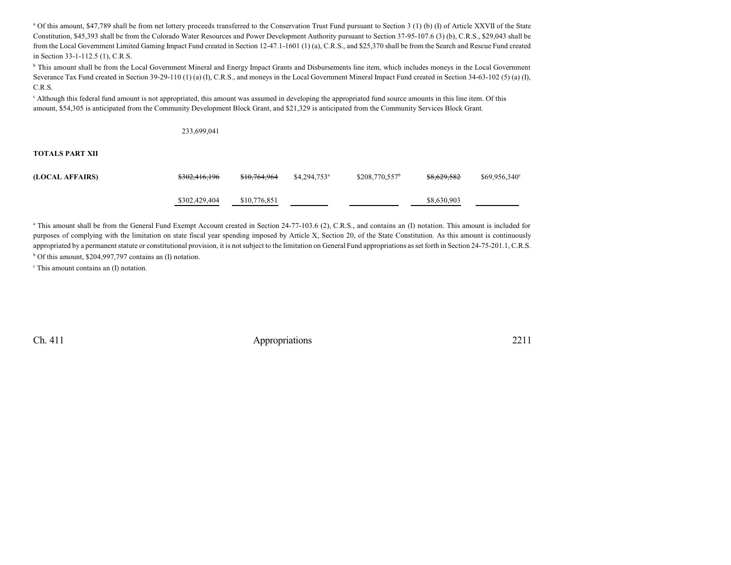[a] Of this amount, $47,789 shall be from net lottery proceeds transferred to the Conservation Trust Fund pursuant to Section 3 (1) (b) (I) of Article XXVII of the State Constitution, $45,393 shall be from the Colorado Water Resources and Power Development Authority pursuant to Section 37-95-107.6 (3) (b), C.R.S., $29,043 shall be from the Local Government Limited Gaming Impact Fund created in Section 12-47.1-1601 (1) (a), C.R.S., and $25,370 shall be from the Search and Rescue Fund created in Section 33-1-112.5 (1), C.R.S.

[b] This amount shall be from the Local Government Mineral and Energy Impact Grants and Disbursements line item, which includes moneys in the Local Government Severance Tax Fund created in Section 39-29-110 (1) (a) (I), C.R.S., and moneys in the Local Government Mineral Impact Fund created in Section 34-63-102 (5) (a) (I), C.R.S.

[c] Although this federal fund amount is not appropriated, this amount was assumed in developing the appropriated fund source amounts in this line item. Of this amount, $54,305 is anticipated from the Community Development Block Grant, and $21,329 is anticipated from the Community Services Block Grant.

233,699,041

**TOTALS PART XII**

| | | | | | | |
|---|---|---|---|---|---|---|
| **(LOCAL AFFAIRS)** | ~~$302,416,196~~ | ~~$10,764,964~~ | $4,294,753[a] | $208,770,557[b] | ~~$8,629,582~~ | $69,956,340[c] |
| | $302,429,404 | $10,776,851 | | | $8,630,903 | |

[a] This amount shall be from the General Fund Exempt Account created in Section 24-77-103.6 (2), C.R.S., and contains an (I) notation. This amount is included for purposes of complying with the limitation on state fiscal year spending imposed by Article X, Section 20, of the State Constitution. As this amount is continuously appropriated by a permanent statute or constitutional provision, it is not subject to the limitation on General Fund appropriations as set forth in Section 24-75-201.1, C.R.S.

[b] Of this amount, $204,997,797 contains an (I) notation.

[c] This amount contains an (I) notation.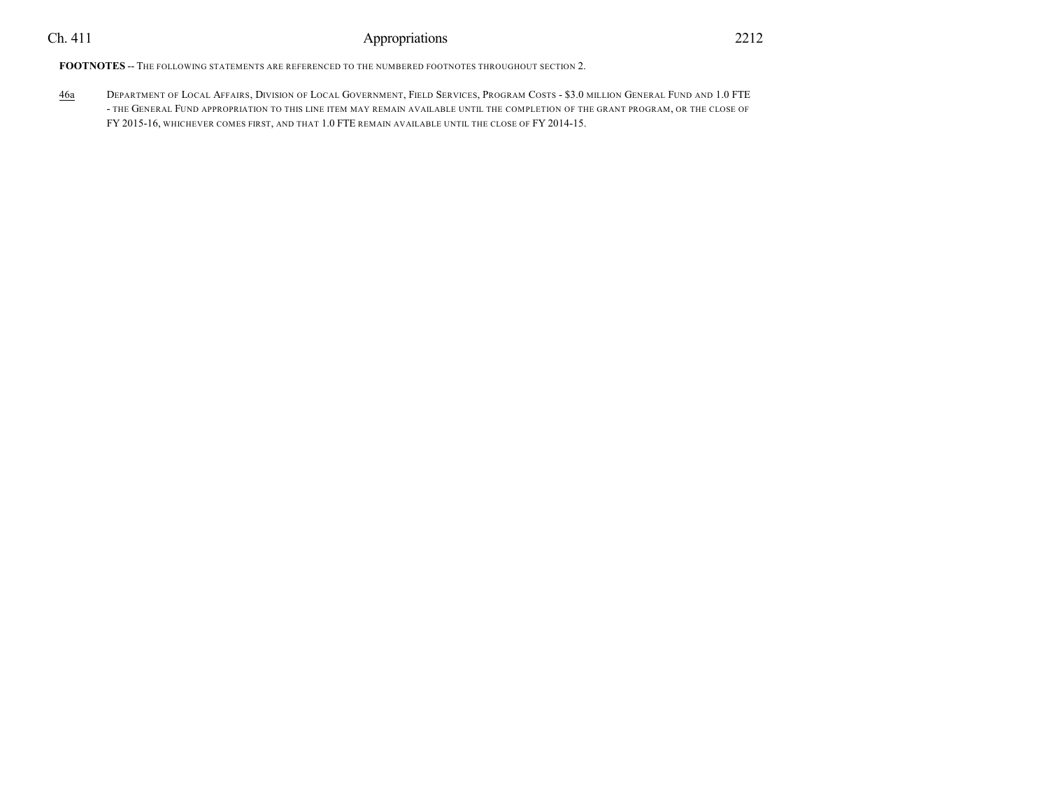**FOOTNOTES** -- THE FOLLOWING STATEMENTS ARE REFERENCED TO THE NUMBERED FOOTNOTES THROUGHOUT SECTION 2.

46a DEPARTMENT OF LOCAL AFFAIRS, DIVISION OF LOCAL GOVERNMENT, FIELD SERVICES, PROGRAM COSTS - $3.0 MILLION GENERAL FUND AND 1.0 FTE - THE GENERAL FUND APPROPRIATION TO THIS LINE ITEM MAY REMAIN AVAILABLE UNTIL THE COMPLETION OF THE GRANT PROGRAM, OR THE CLOSE OF FY 2015-16, WHICHEVER COMES FIRST, AND THAT 1.0 FTE REMAIN AVAILABLE UNTIL THE CLOSE OF FY 2014-15.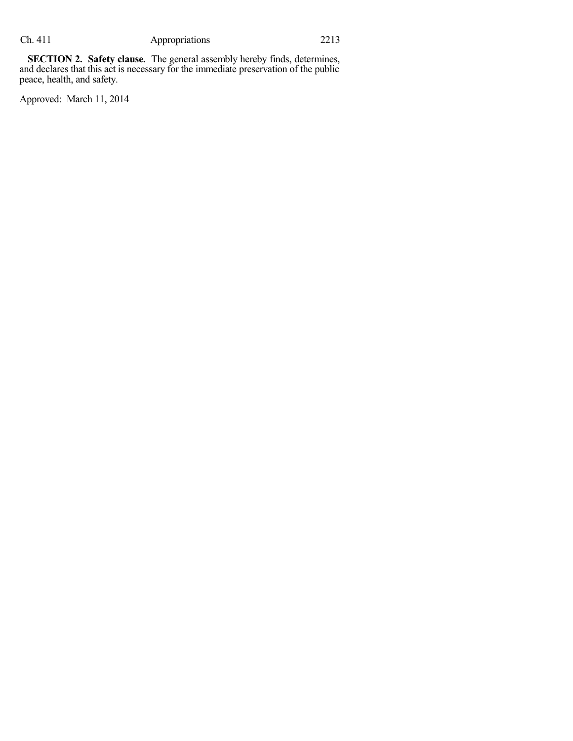**SECTION 2. Safety clause.** The general assembly hereby finds, determines, and declares that this act is necessary for the immediate preservation of the public peace, health, and safety.

Approved: March 11, 2014